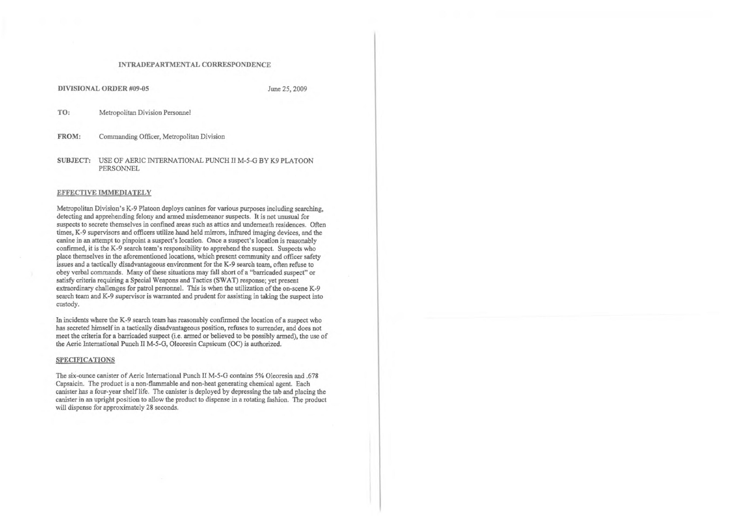# INTRADEPARTMENTAL CORRESPONDENCE

**DIVISIONAL ORDER #09-05** June 25, 2009

**TO:** Metropolitan Division Personnel

**FROM:** Commanding Officer, Metropolitan Division

**SUBJECT:** USE OF AERIC INTERNATIONAL PUNCH II M-5-G BY K9 PLATOON PERSONNEL

## EFFECTIVE IMMEDIATELY

Metropolitan Division's K-9 Platoon deploys canines for various purposes including searching, detecting and apprehending felony and armed misdemeanor suspects. It is not unusual for suspects to secrete themselves in confined areas such as attics and underneath residences. Often times, K-9 supervisors and officers utilize hand held mirrors, infrared imaging devices, and the canine in an attempt to pinpoint a suspect's location. Once a suspect's location is reasonably confirmed, it is the K-9 search team's responsibility to apprehend the suspect. Suspects who place themselves in the aforementioned locations, which present community and officer safety issues and a tactically disadvantageous environment for the K-9 search team, often refuse to obey verbal commands. Many of these situations may fall short of a "barricaded suspect" or satisfy criteria requiring a Special Weapons and Tactics (SWAT) response; yet present extraordinary challenges for patrol personnel. This is when the utilization of the on-scene K-9 search team and K-9 supervisor is warranted and prudent for assisting in taking the suspect into custody.

In incidents where the K-9 search team has reasonably confirmed the location of a suspect who has secreted himself in a tactically disadvantageous position, refuses to surrender, and does not meet the criteria for a barricaded suspect (i.e. armed or believed to be possibly armed), the use of the Aeric International Punch II M-5-G, Oleoresin Capsicum (OC) is authorized.

## SPECIFICATIONS

The six-ounce canister of Aeric International Punch II M-5-G contains 5% Oleoresin and .678 Capsaicin. The product is a non-flammable and non-heat generating chemical agent. Each canister has a four-year shelf life. The canister is deployed by depressing the tab and placing the canister in an upright position to allow the product to dispense in a rotating fashion. The product will dispense for approximately 28 seconds.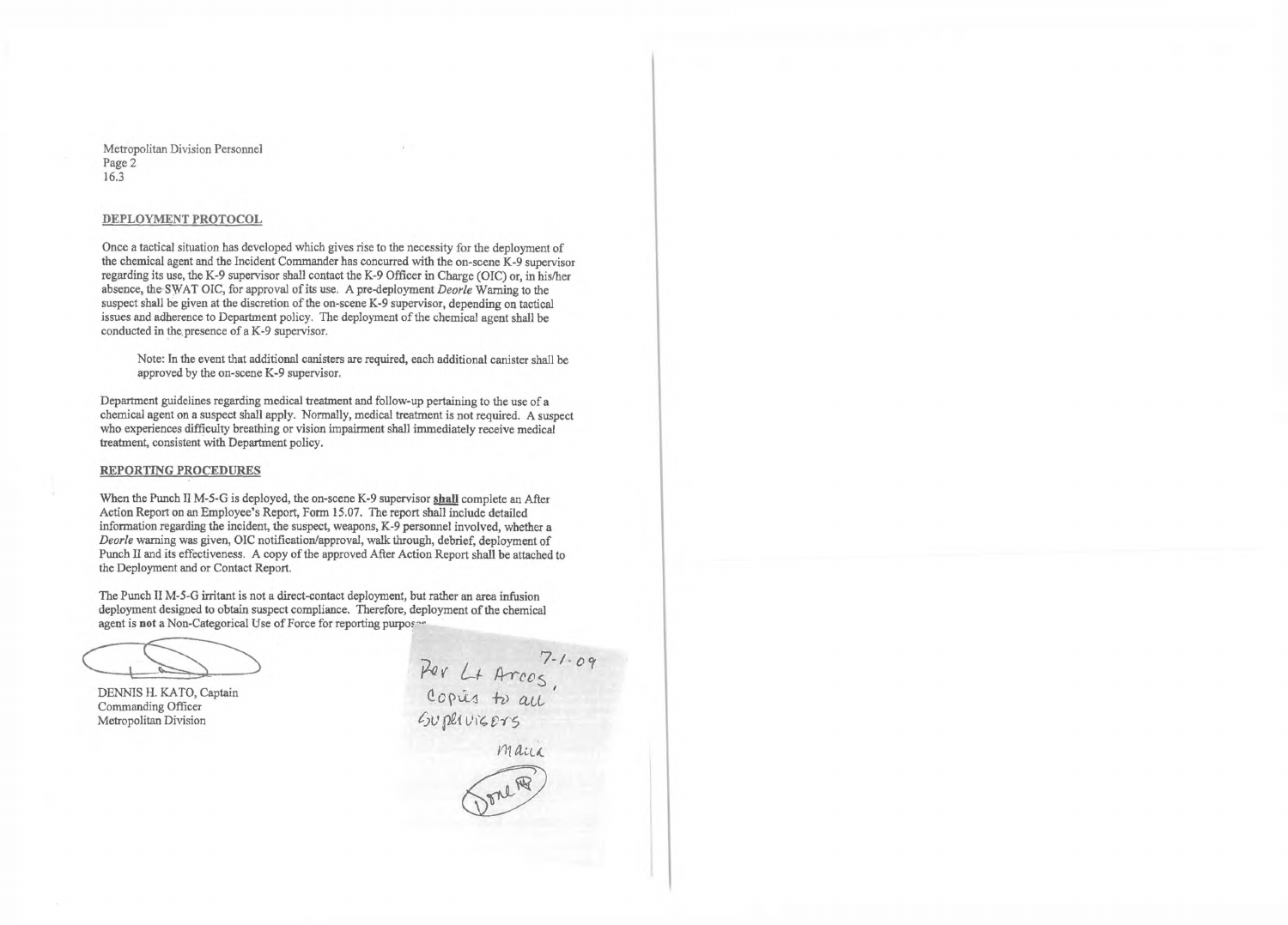Metropolitan Division Personnel
Page 2
16.3

## DEPLOYMENT PROTOCOL

Once a tactical situation has developed which gives rise to the necessity for the deployment of the chemical agent and the Incident Commander has concurred with the on-scene K-9 supervisor regarding its use, the K-9 supervisor shall contact the K-9 Officer in Charge (OIC) or, in his/her absence, the SWAT OIC, for approval of its use. A pre-deployment *Deorle* Warning to the suspect shall be given at the discretion of the on-scene K-9 supervisor, depending on tactical issues and adherence to Department policy. The deployment of the chemical agent shall be conducted in the presence of a K-9 supervisor.

> Note: In the event that additional canisters are required, each additional canister shall be approved by the on-scene K-9 supervisor.

Department guidelines regarding medical treatment and follow-up pertaining to the use of a chemical agent on a suspect shall apply. Normally, medical treatment is not required. A suspect who experiences difficulty breathing or vision impairment shall immediately receive medical treatment, consistent with Department policy.

## REPORTING PROCEDURES

When the Punch II M-5-G is deployed, the on-scene K-9 supervisor **shall** complete an After Action Report on an Employee's Report, Form 15.07. The report shall include detailed information regarding the incident, the suspect, weapons, K-9 personnel involved, whether a *Deorle* warning was given, OIC notification/approval, walk through, debrief, deployment of Punch II and its effectiveness. A copy of the approved After Action Report shall be attached to the Deployment and or Contact Report.

The Punch II M-5-G irritant is not a direct-contact deployment, but rather an area infusion deployment designed to obtain suspect compliance. Therefore, deployment of the chemical agent is **not** a Non-Categorical Use of Force for reporting purposes.

DENNIS H. KATO, Captain
Commanding Officer
Metropolitan Division

7-1-09
Per Lt Arcos,
copies to all
supervisors
Maria
Done